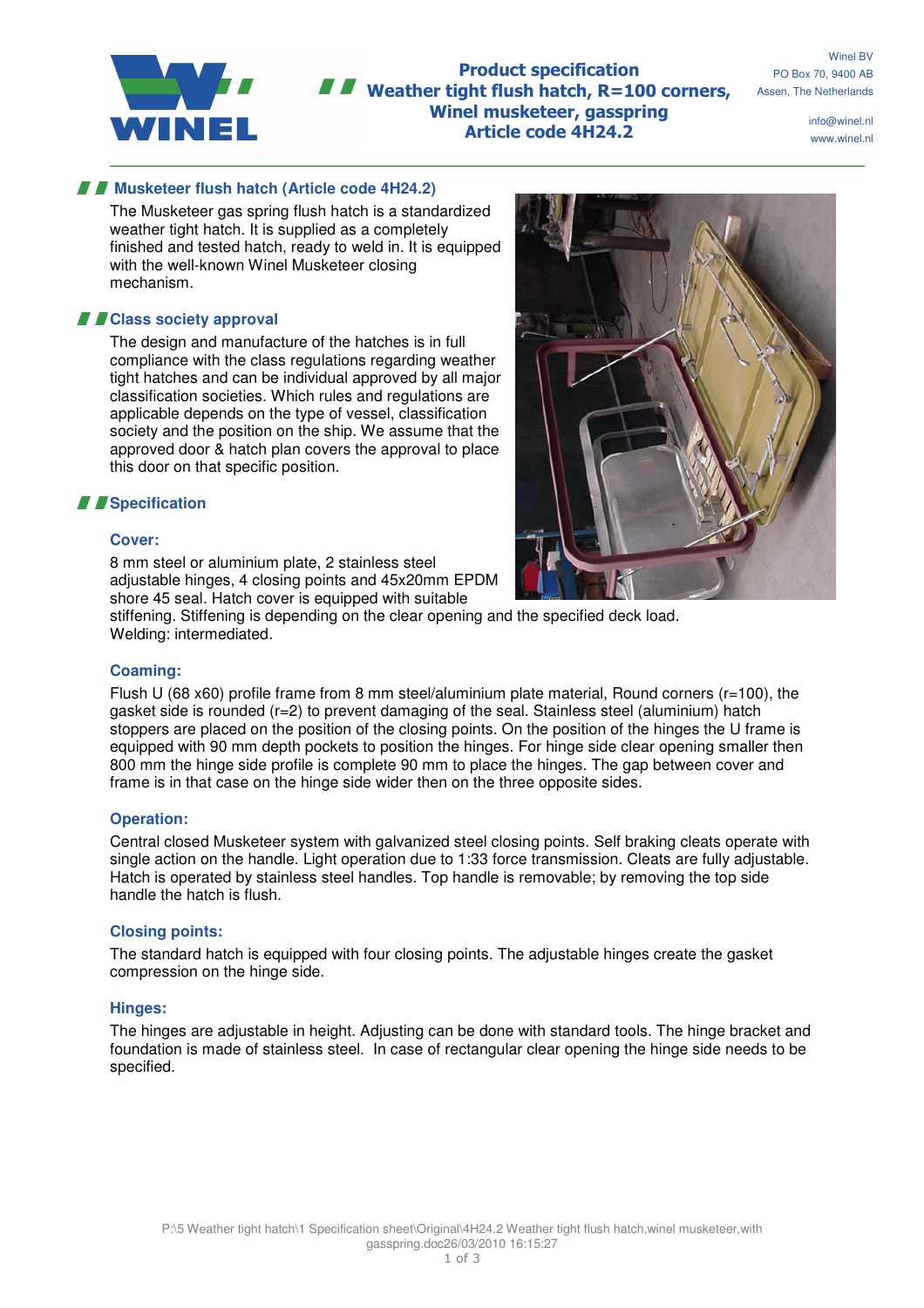# Product specification
# Weather tight flush hatch, R=100 corners, Winel musketeer, gasspring
# Article code 4H24.2

Winel BV
PO Box 70, 9400 AB
Assen, The Netherlands

info@winel.nl
www.winel.nl

## Musketeer flush hatch (Article code 4H24.2)

The Musketeer gas spring flush hatch is a standardized weather tight hatch. It is supplied as a completely finished and tested hatch, ready to weld in. It is equipped with the well-known Winel Musketeer closing mechanism.

## Class society approval

The design and manufacture of the hatches is in full compliance with the class regulations regarding weather tight hatches and can be individual approved by all major classification societies. Which rules and regulations are applicable depends on the type of vessel, classification society and the position on the ship. We assume that the approved door & hatch plan covers the approval to place this door on that specific position.

## Specification

### Cover:

8 mm steel or aluminium plate, 2 stainless steel adjustable hinges, 4 closing points and 45x20mm EPDM shore 45 seal. Hatch cover is equipped with suitable stiffening. Stiffening is depending on the clear opening and the specified deck load. Welding: intermediated.

### Coaming:

Flush U (68 x60) profile frame from 8 mm steel/aluminium plate material, Round corners (r=100), the gasket side is rounded (r=2) to prevent damaging of the seal. Stainless steel (aluminium) hatch stoppers are placed on the position of the closing points. On the position of the hinges the U frame is equipped with 90 mm depth pockets to position the hinges. For hinge side clear opening smaller then 800 mm the hinge side profile is complete 90 mm to place the hinges. The gap between cover and frame is in that case on the hinge side wider then on the three opposite sides.

### Operation:

Central closed Musketeer system with galvanized steel closing points. Self braking cleats operate with single action on the handle. Light operation due to 1:33 force transmission. Cleats are fully adjustable. Hatch is operated by stainless steel handles. Top handle is removable; by removing the top side handle the hatch is flush.

### Closing points:

The standard hatch is equipped with four closing points. The adjustable hinges create the gasket compression on the hinge side.

### Hinges:

The hinges are adjustable in height. Adjusting can be done with standard tools. The hinge bracket and foundation is made of stainless steel. In case of rectangular clear opening the hinge side needs to be specified.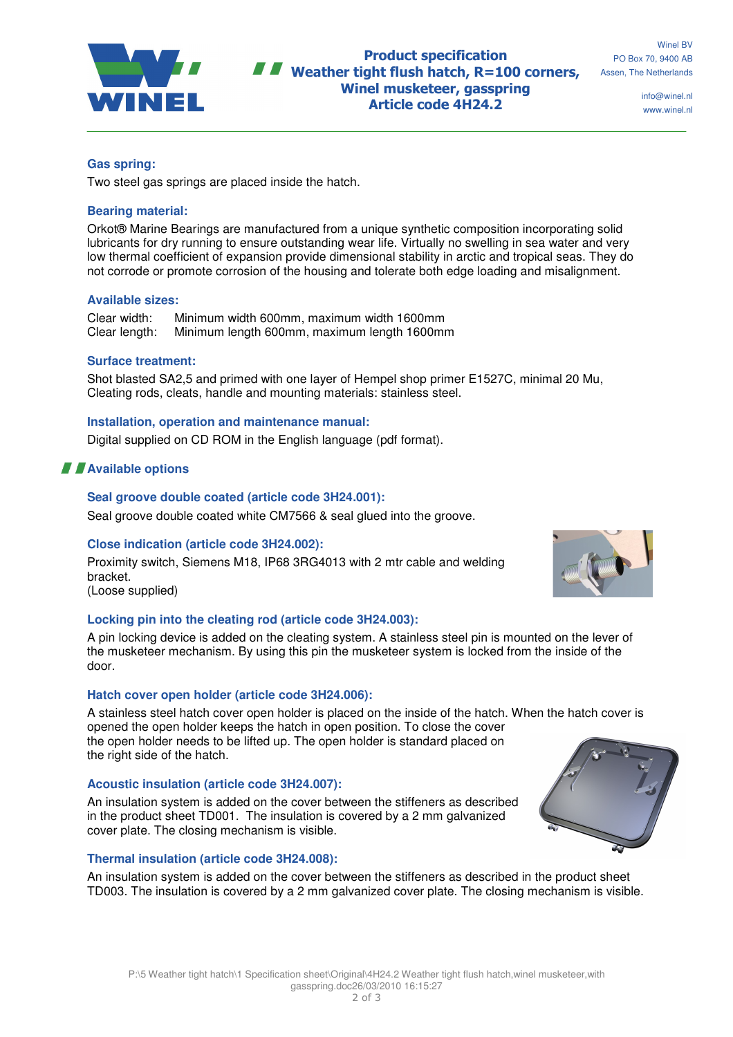**Gas spring:**

Two steel gas springs are placed inside the hatch.

**Bearing material:**

Orkot® Marine Bearings are manufactured from a unique synthetic composition incorporating solid lubricants for dry running to ensure outstanding wear life. Virtually no swelling in sea water and very low thermal coefficient of expansion provide dimensional stability in arctic and tropical seas. They do not corrode or promote corrosion of the housing and tolerate both edge loading and misalignment.

**Available sizes:**

Clear width: Minimum width 600mm, maximum width 1600mm
Clear length: Minimum length 600mm, maximum length 1600mm

**Surface treatment:**

Shot blasted SA2,5 and primed with one layer of Hempel shop primer E1527C, minimal 20 Mu,
Cleating rods, cleats, handle and mounting materials: stainless steel.

**Installation, operation and maintenance manual:**

Digital supplied on CD ROM in the English language (pdf format).

## Available options

**Seal groove double coated (article code 3H24.001):**

Seal groove double coated white CM7566 & seal glued into the groove.

**Close indication (article code 3H24.002):**

Proximity switch, Siemens M18, IP68 3RG4013 with 2 mtr cable and welding bracket.
(Loose supplied)

**Locking pin into the cleating rod (article code 3H24.003):**

A pin locking device is added on the cleating system. A stainless steel pin is mounted on the lever of the musketeer mechanism. By using this pin the musketeer system is locked from the inside of the door.

**Hatch cover open holder (article code 3H24.006):**

A stainless steel hatch cover open holder is placed on the inside of the hatch. When the hatch cover is opened the open holder keeps the hatch in open position. To close the cover the open holder needs to be lifted up. The open holder is standard placed on the right side of the hatch.

**Acoustic insulation (article code 3H24.007):**

An insulation system is added on the cover between the stiffeners as described in the product sheet TD001. The insulation is covered by a 2 mm galvanized cover plate. The closing mechanism is visible.

**Thermal insulation (article code 3H24.008):**

An insulation system is added on the cover between the stiffeners as described in the product sheet TD003. The insulation is covered by a 2 mm galvanized cover plate. The closing mechanism is visible.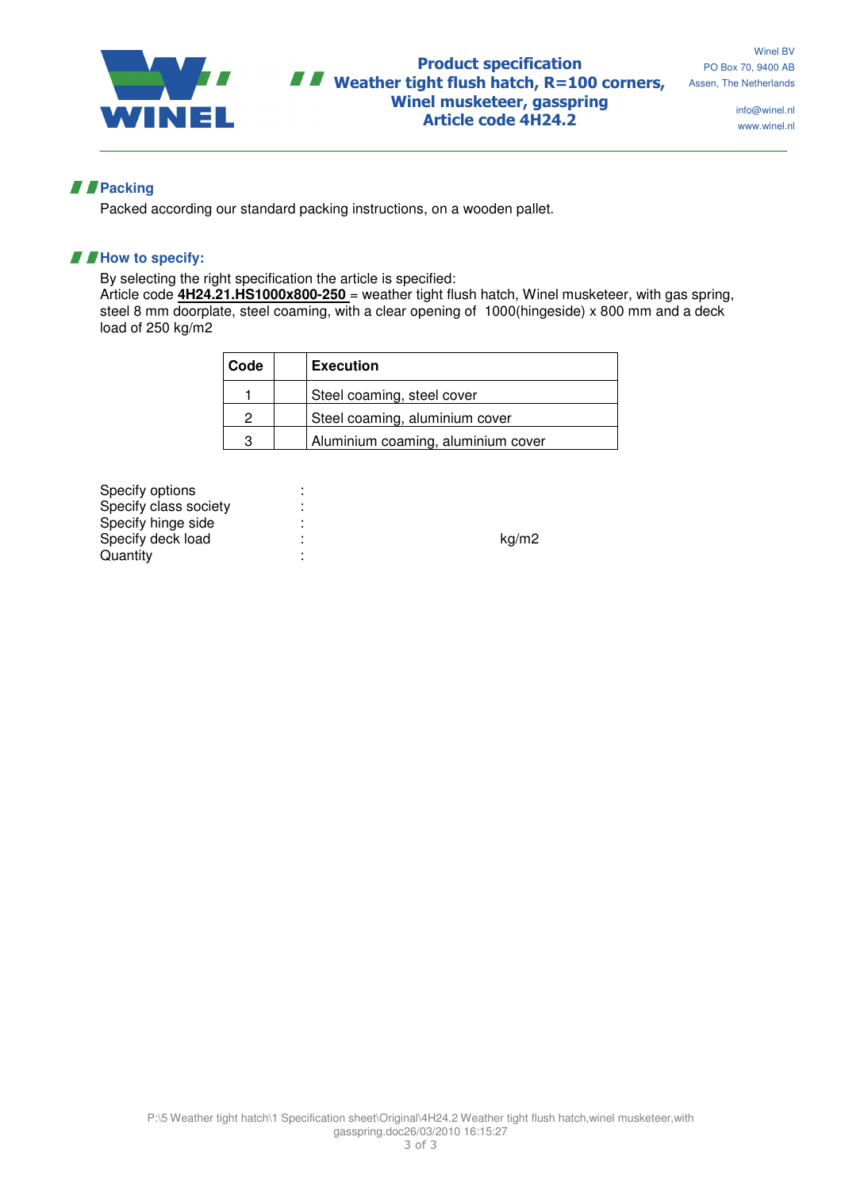## Packing

Packed according our standard packing instructions, on a wooden pallet.

## How to specify:

By selecting the right specification the article is specified:
Article code **4H24.21.HS1000x800-250** = weather tight flush hatch, Winel musketeer, with gas spring, steel 8 mm doorplate, steel coaming, with a clear opening of 1000(hingeside) x 800 mm and a deck load of 250 kg/m2

| Code | | Execution |
|---|---|---|
| 1 | | Steel coaming, steel cover |
| 2 | | Steel coaming, aluminium cover |
| 3 | | Aluminium coaming, aluminium cover |

| | | |
|---|---|---|
| Specify options | : | |
| Specify class society | : | |
| Specify hinge side | : | |
| Specify deck load | : | kg/m2 |
| Quantity | : | |